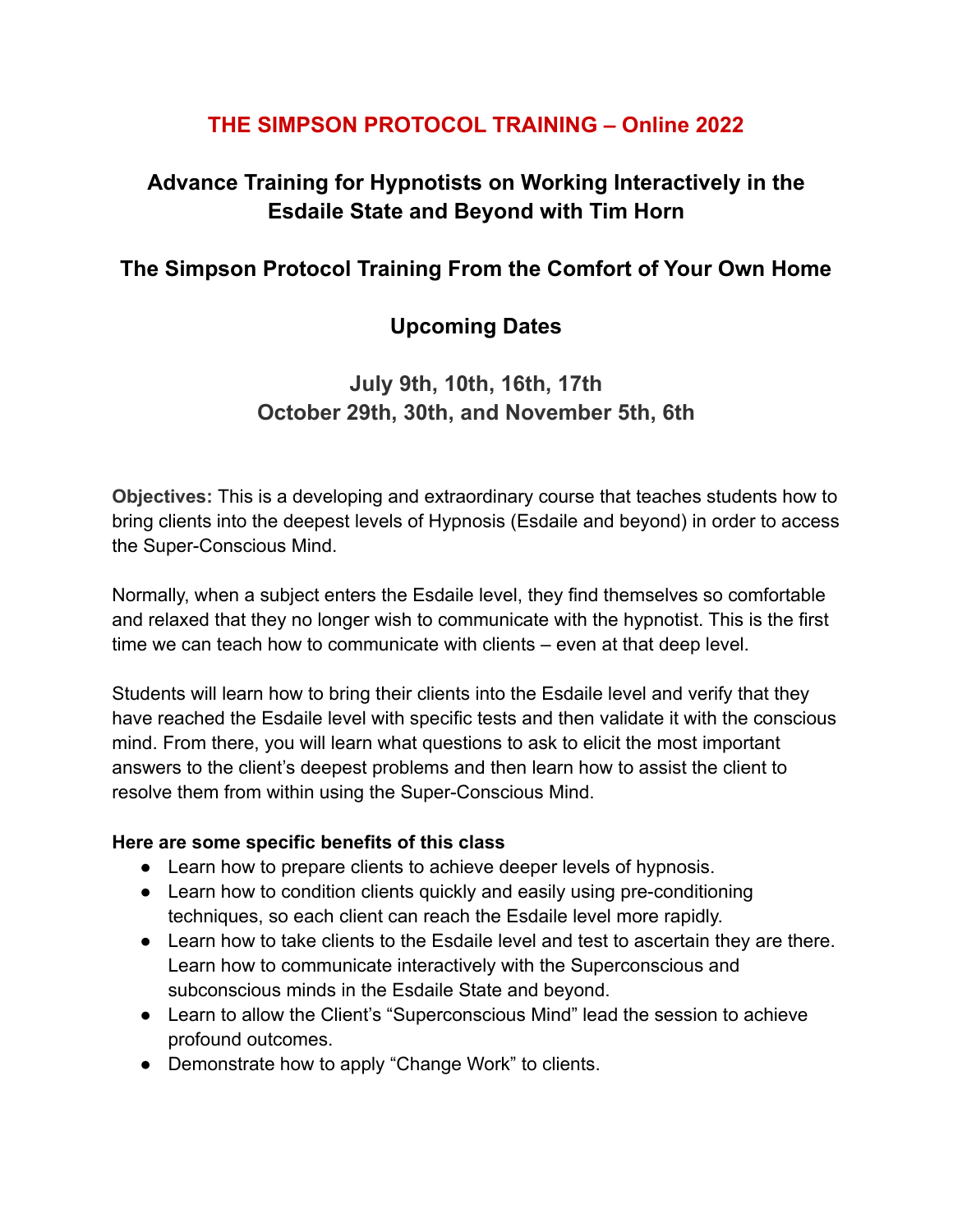# THE SIMPSON PROTOCOL TRAINING – Online 2022

## Advance Training for Hypnotists on Working Interactively in the Esdaile State and Beyond with Tim Horn

## The Simpson Protocol Training From the Comfort of Your Own Home

## Upcoming Dates

### July 9th, 10th, 16th, 17th
### October 29th, 30th, and November 5th, 6th

**Objectives:** This is a developing and extraordinary course that teaches students how to bring clients into the deepest levels of Hypnosis (Esdaile and beyond) in order to access the Super-Conscious Mind.

Normally, when a subject enters the Esdaile level, they find themselves so comfortable and relaxed that they no longer wish to communicate with the hypnotist. This is the first time we can teach how to communicate with clients – even at that deep level.

Students will learn how to bring their clients into the Esdaile level and verify that they have reached the Esdaile level with specific tests and then validate it with the conscious mind. From there, you will learn what questions to ask to elicit the most important answers to the client's deepest problems and then learn how to assist the client to resolve them from within using the Super-Conscious Mind.

**Here are some specific benefits of this class**

- Learn how to prepare clients to achieve deeper levels of hypnosis.
- Learn how to condition clients quickly and easily using pre-conditioning techniques, so each client can reach the Esdaile level more rapidly.
- Learn how to take clients to the Esdaile level and test to ascertain they are there. Learn how to communicate interactively with the Superconscious and subconscious minds in the Esdaile State and beyond.
- Learn to allow the Client's "Superconscious Mind" lead the session to achieve profound outcomes.
- Demonstrate how to apply "Change Work" to clients.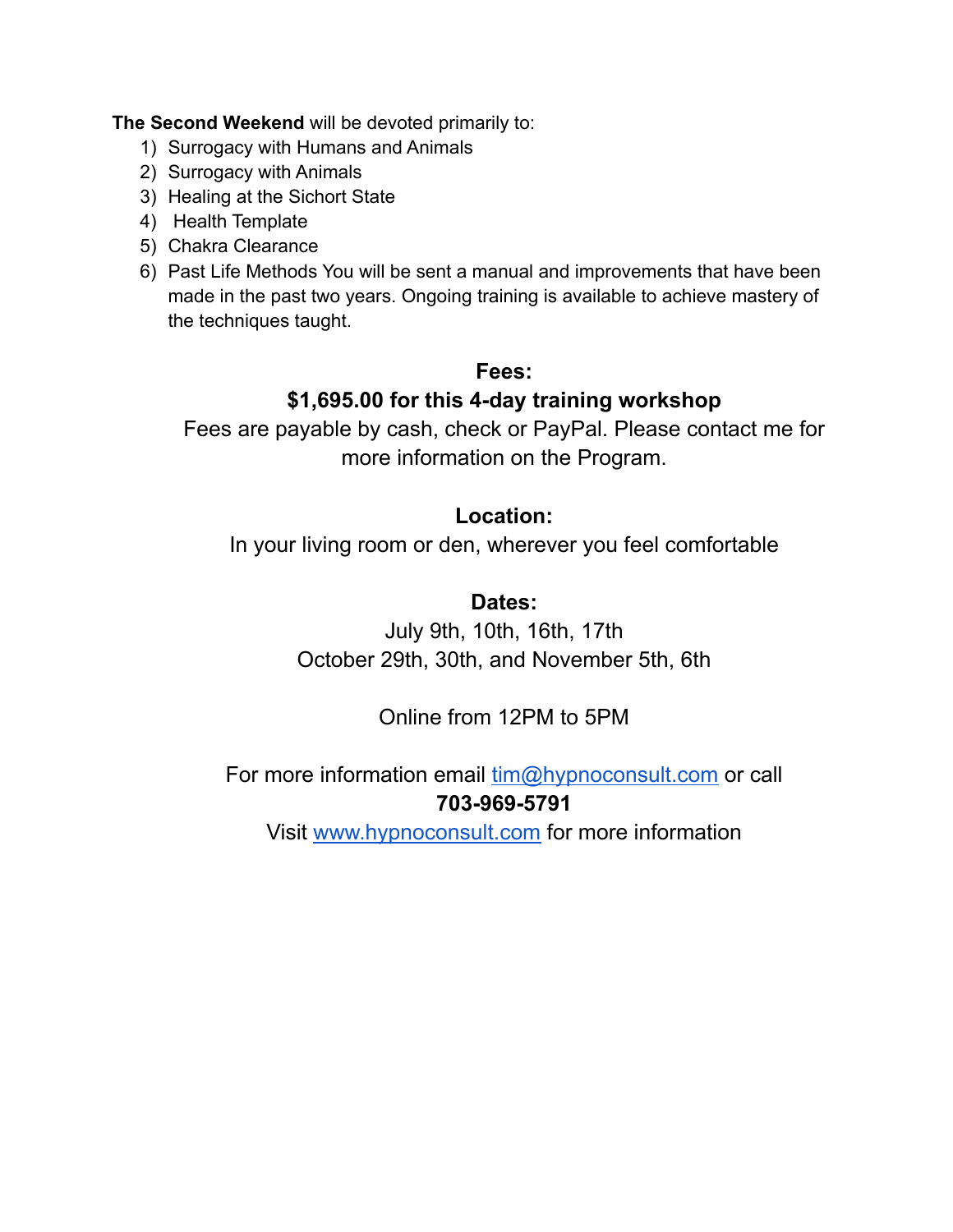**The Second Weekend** will be devoted primarily to:

1) Surrogacy with Humans and Animals
2) Surrogacy with Animals
3) Healing at the Sichort State
4) Health Template
5) Chakra Clearance
6) Past Life Methods You will be sent a manual and improvements that have been made in the past two years. Ongoing training is available to achieve mastery of the techniques taught.

**Fees:**

**$1,695.00 for this 4-day training workshop**

Fees are payable by cash, check or PayPal. Please contact me for more information on the Program.

**Location:**

In your living room or den, wherever you feel comfortable

**Dates:**

July 9th, 10th, 16th, 17th

October 29th, 30th, and November 5th, 6th

Online from 12PM to 5PM

For more information email tim@hypnoconsult.com or call **703-969-5791**

Visit www.hypnoconsult.com for more information